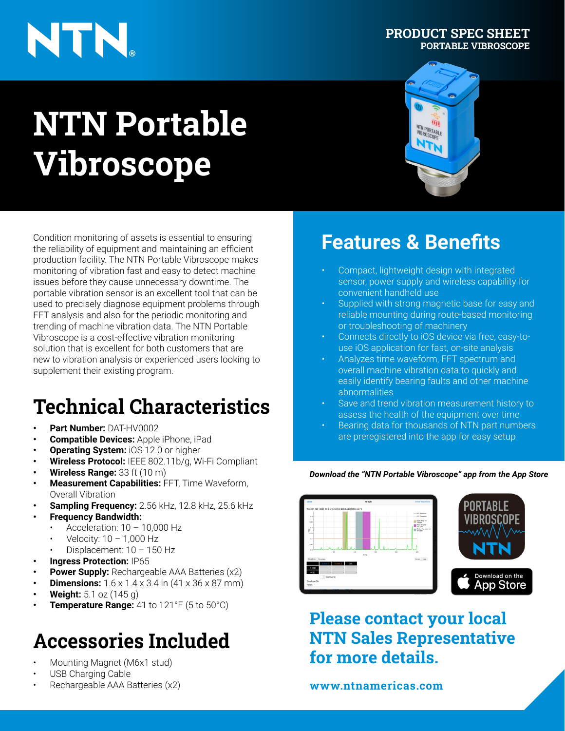PRODUCT SPEC SHEET
PORTABLE VIBROSCOPE

# NTN Portable Vibroscope

Condition monitoring of assets is essential to ensuring the reliability of equipment and maintaining an efficient production facility. The NTN Portable Vibroscope makes monitoring of vibration fast and easy to detect machine issues before they cause unnecessary downtime. The portable vibration sensor is an excellent tool that can be used to precisely diagnose equipment problems through FFT analysis and also for the periodic monitoring and trending of machine vibration data. The NTN Portable Vibroscope is a cost-effective vibration monitoring solution that is excellent for both customers that are new to vibration analysis or experienced users looking to supplement their existing program.

## Technical Characteristics

- **Part Number:** DAT-HV0002
- **Compatible Devices:** Apple iPhone, iPad
- **Operating System:** iOS 12.0 or higher
- **Wireless Protocol:** IEEE 802.11b/g, Wi-Fi Compliant
- **Wireless Range:** 33 ft (10 m)
- **Measurement Capabilities:** FFT, Time Waveform, Overall Vibration
- **Sampling Frequency:** 2.56 kHz, 12.8 kHz, 25.6 kHz
- **Frequency Bandwidth:**
  - Acceleration: 10 – 10,000 Hz
  - Velocity: 10 – 1,000 Hz
  - Displacement: 10 – 150 Hz
- **Ingress Protection:** IP65
- **Power Supply:** Rechargeable AAA Batteries (x2)
- **Dimensions:** 1.6 x 1.4 x 3.4 in (41 x 36 x 87 mm)
- **Weight:** 5.1 oz (145 g)
- **Temperature Range:** 41 to 121°F (5 to 50°C)

## Accessories Included

- Mounting Magnet (M6x1 stud)
- USB Charging Cable
- Rechargeable AAA Batteries (x2)

## Features & Benefits

- Compact, lightweight design with integrated sensor, power supply and wireless capability for convenient handheld use
- Supplied with strong magnetic base for easy and reliable mounting during route-based monitoring or troubleshooting of machinery
- Connects directly to iOS device via free, easy-to-use iOS application for fast, on-site analysis
- Analyzes time waveform, FFT spectrum and overall machine vibration data to quickly and easily identify bearing faults and other machine abnormalities
- Save and trend vibration measurement history to assess the health of the equipment over time
- Bearing data for thousands of NTN part numbers are preregistered into the app for easy setup

***Download the "NTN Portable Vibroscope" app from the App Store***

## Please contact your local NTN Sales Representative for more details.

**www.ntnamericas.com**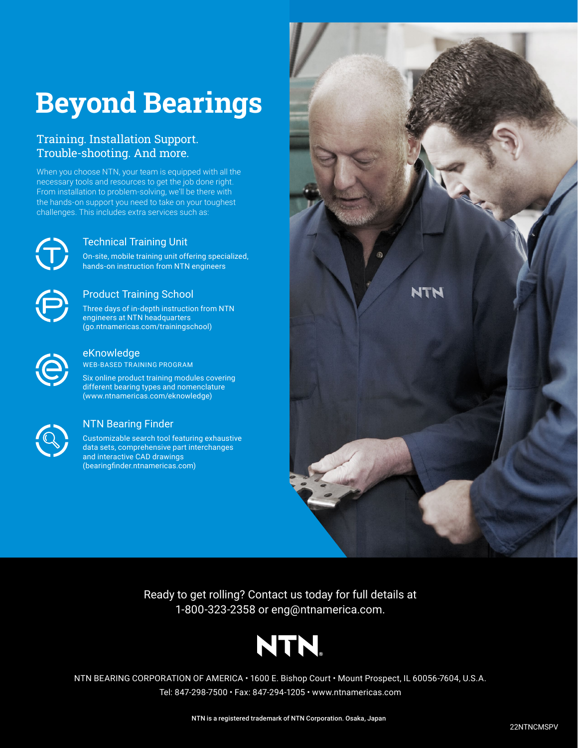# Beyond Bearings

## Training. Installation Support. Trouble-shooting. And more.

When you choose NTN, your team is equipped with all the necessary tools and resources to get the job done right. From installation to problem-solving, we'll be there with the hands-on support you need to take on your toughest challenges. This includes extra services such as:

### Technical Training Unit

On-site, mobile training unit offering specialized, hands-on instruction from NTN engineers

### Product Training School

Three days of in-depth instruction from NTN engineers at NTN headquarters (go.ntnamericas.com/trainingschool)

### eKnowledge

WEB-BASED TRAINING PROGRAM

Six online product training modules covering different bearing types and nomenclature (www.ntnamericas.com/eknowledge)

### NTN Bearing Finder

Customizable search tool featuring exhaustive data sets, comprehensive part interchanges and interactive CAD drawings (bearingfinder.ntnamericas.com)

Ready to get rolling? Contact us today for full details at 1-800-323-2358 or eng@ntnamerica.com.

NTN

NTN BEARING CORPORATION OF AMERICA • 1600 E. Bishop Court • Mount Prospect, IL 60056-7604, U.S.A.
Tel: 847-298-7500 • Fax: 847-294-1205 • www.ntnamericas.com

NTN is a registered trademark of NTN Corporation. Osaka, Japan

22NTNCMSPV